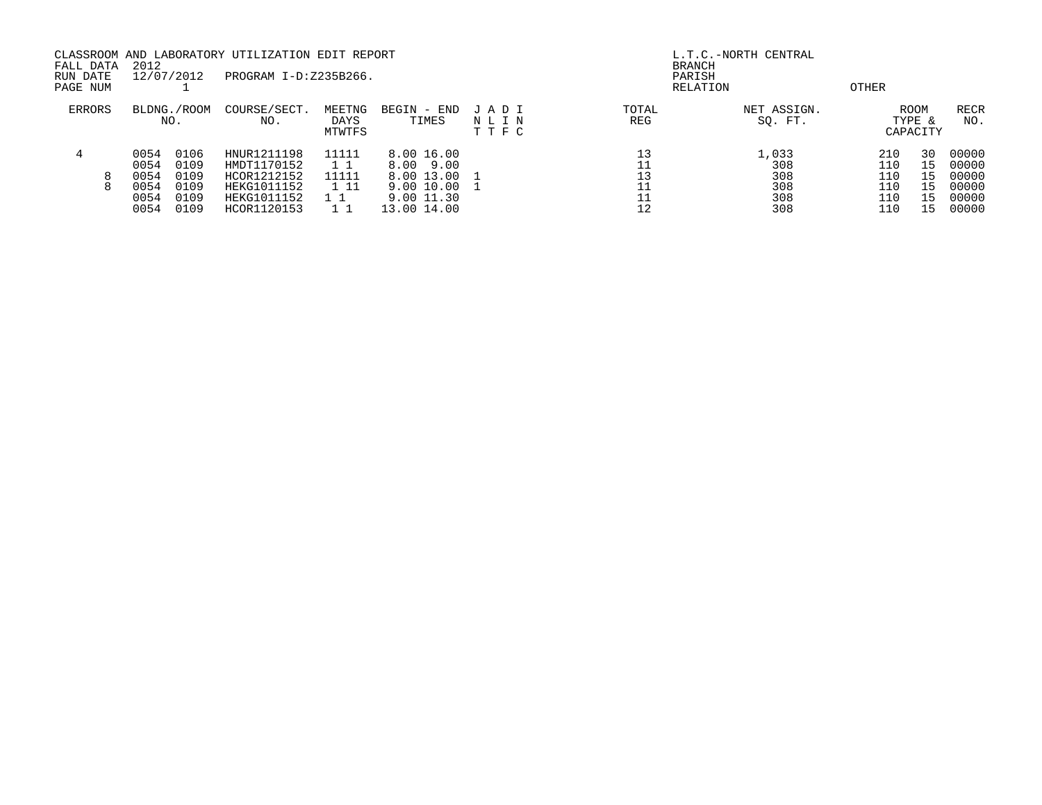CLASSROOM AND LABORATORY UTILIZATION EDIT REPORT
FALL DATA 2012
RUN DATE 12/07/2012 PROGRAM I-D:Z235B266.
PAGE NUM 1

L.T.C.-NORTH CENTRAL
BRANCH
PARISH
RELATION OTHER

| ERRORS | BLDNG./ROOM NO. | | COURSE/SECT. NO. | MEETNG DAYS MTWTFS | BEGIN - END TIMES | | J A D I N L I N T T F C | TOTAL REG | NET ASSIGN. SQ. FT. | ROOM TYPE & CAPACITY | | RECR NO. |
|---|---|---|---|---|---|---|---|---|---|---|---|---|
| 4 | 0054 | 0106 | HNUR1211198 | 11111 | 8.00 | 16.00 | | 13 | 1,033 | 210 | 30 | 00000 |
| | 0054 | 0109 | HMDT1170152 | 1 1 | 8.00 | 9.00 | | 11 | 308 | 110 | 15 | 00000 |
| 8 | 0054 | 0109 | HCOR1212152 | 11111 | 8.00 | 13.00 | 1 | 13 | 308 | 110 | 15 | 00000 |
| 8 | 0054 | 0109 | HEKG1011152 | 1 11 | 9.00 | 10.00 | 1 | 11 | 308 | 110 | 15 | 00000 |
| | 0054 | 0109 | HEKG1011152 | 1 1 | 9.00 | 11.30 | | 11 | 308 | 110 | 15 | 00000 |
| | 0054 | 0109 | HCOR1120153 | 1 1 | 13.00 | 14.00 | | 12 | 308 | 110 | 15 | 00000 |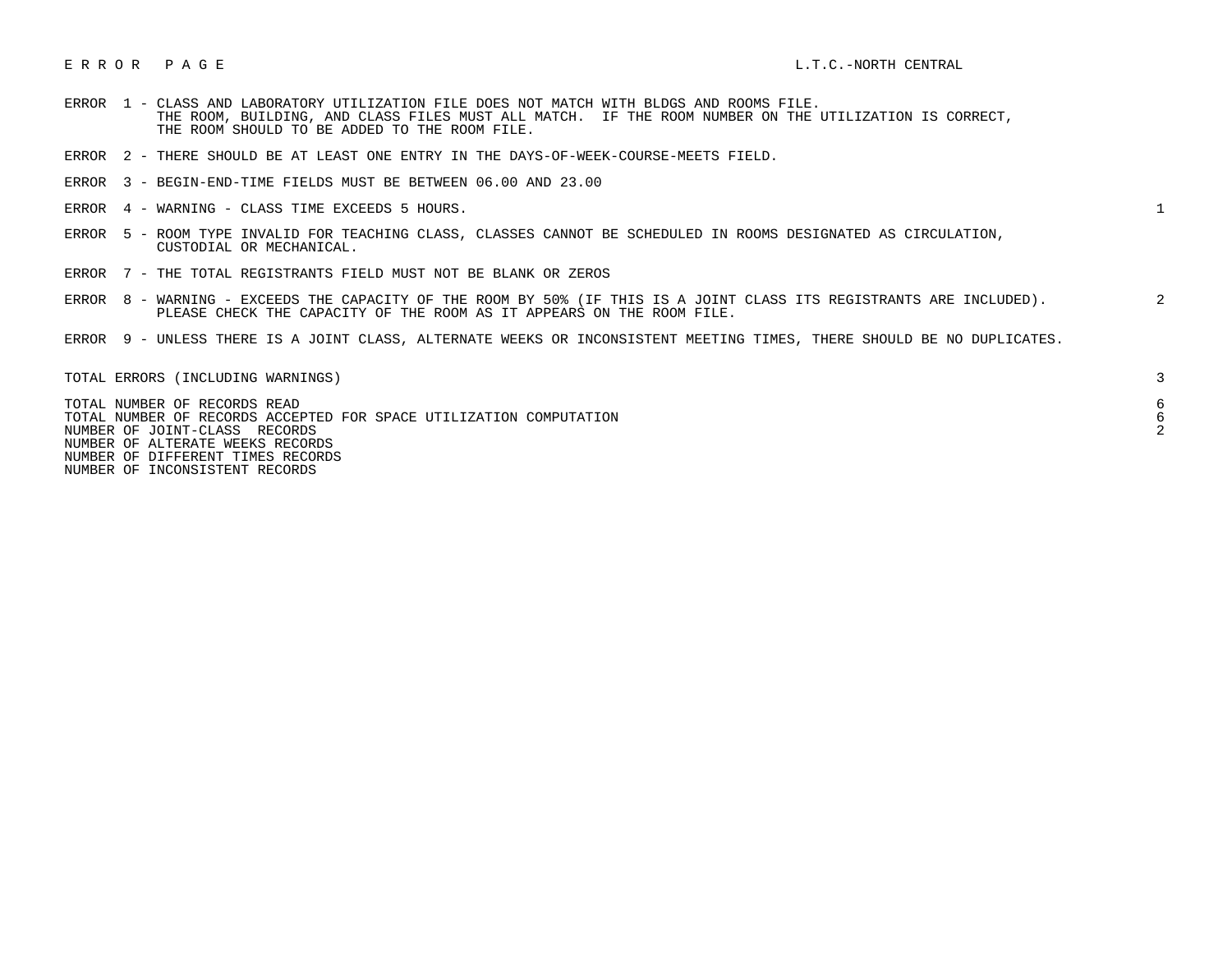# E R R O R   P A G E

L.T.C.-NORTH CENTRAL

| Error | Description | Count |
|---|---|---|
| ERROR 1 | CLASS AND LABORATORY UTILIZATION FILE DOES NOT MATCH WITH BLDGS AND ROOMS FILE. THE ROOM, BUILDING, AND CLASS FILES MUST ALL MATCH. IF THE ROOM NUMBER ON THE UTILIZATION IS CORRECT, THE ROOM SHOULD TO BE ADDED TO THE ROOM FILE. | |
| ERROR 2 | THERE SHOULD BE AT LEAST ONE ENTRY IN THE DAYS-OF-WEEK-COURSE-MEETS FIELD. | |
| ERROR 3 | BEGIN-END-TIME FIELDS MUST BE BETWEEN 06.00 AND 23.00 | |
| ERROR 4 | WARNING - CLASS TIME EXCEEDS 5 HOURS. | 1 |
| ERROR 5 | ROOM TYPE INVALID FOR TEACHING CLASS, CLASSES CANNOT BE SCHEDULED IN ROOMS DESIGNATED AS CIRCULATION, CUSTODIAL OR MECHANICAL. | |
| ERROR 7 | THE TOTAL REGISTRANTS FIELD MUST NOT BE BLANK OR ZEROS | |
| ERROR 8 | WARNING - EXCEEDS THE CAPACITY OF THE ROOM BY 50% (IF THIS IS A JOINT CLASS ITS REGISTRANTS ARE INCLUDED). PLEASE CHECK THE CAPACITY OF THE ROOM AS IT APPEARS ON THE ROOM FILE. | 2 |
| ERROR 9 | UNLESS THERE IS A JOINT CLASS, ALTERNATE WEEKS OR INCONSISTENT MEETING TIMES, THERE SHOULD BE NO DUPLICATES. | |

| Summary | Count |
|---|---|
| TOTAL ERRORS (INCLUDING WARNINGS) | 3 |
| TOTAL NUMBER OF RECORDS READ | 6 |
| TOTAL NUMBER OF RECORDS ACCEPTED FOR SPACE UTILIZATION COMPUTATION | 6 |
| NUMBER OF JOINT-CLASS RECORDS | 2 |
| NUMBER OF ALTERNATE WEEKS RECORDS | |
| NUMBER OF DIFFERENT TIMES RECORDS | |
| NUMBER OF INCONSISTENT RECORDS | |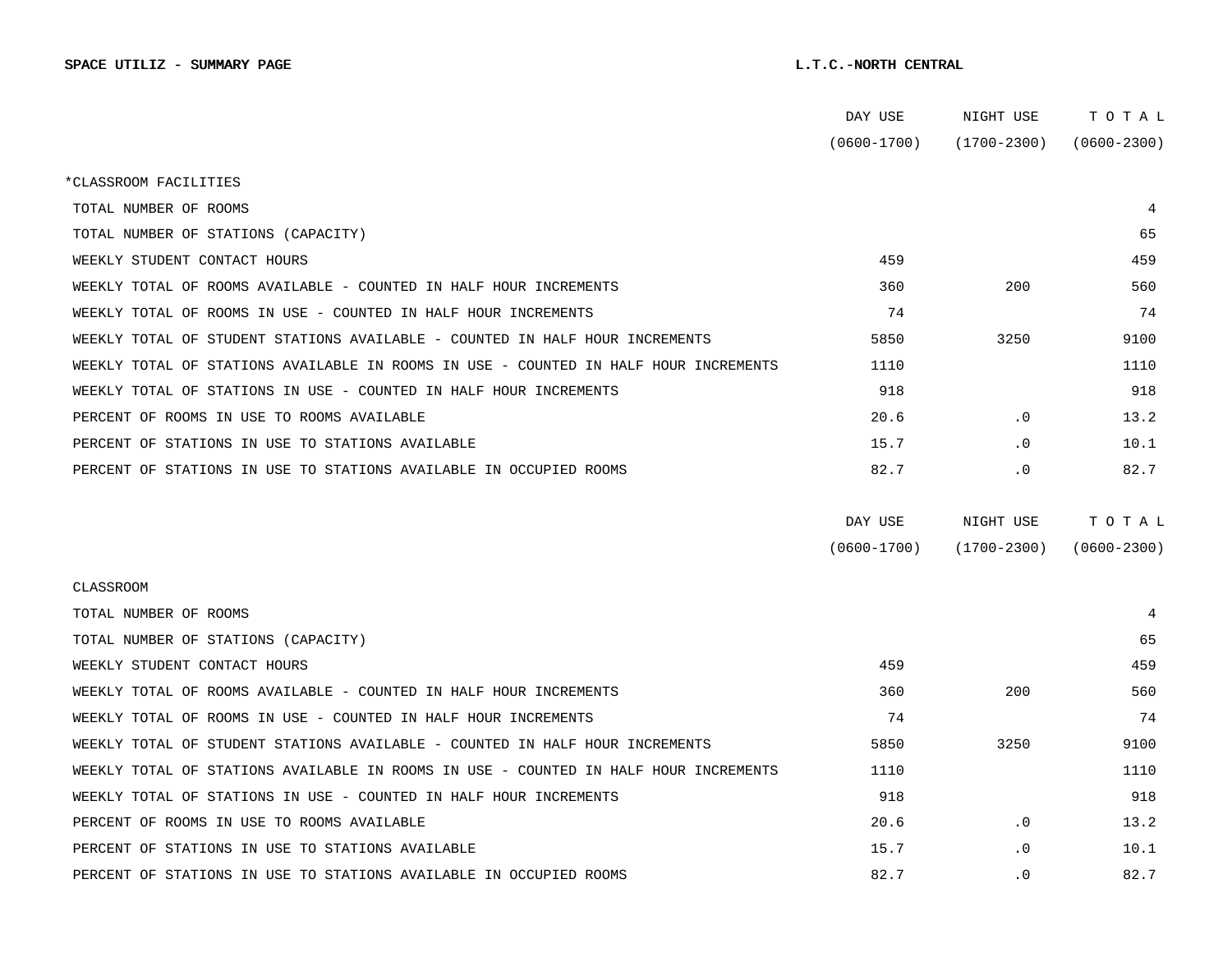**SPACE UTILIZ - SUMMARY PAGE** **L.T.C.-NORTH CENTRAL**

| | DAY USE (0600-1700) | NIGHT USE (1700-2300) | T O T A L (0600-2300) |
|---|---|---|---|
| *CLASSROOM FACILITIES | | | |
| TOTAL NUMBER OF ROOMS | | | 4 |
| TOTAL NUMBER OF STATIONS (CAPACITY) | | | 65 |
| WEEKLY STUDENT CONTACT HOURS | 459 | | 459 |
| WEEKLY TOTAL OF ROOMS AVAILABLE - COUNTED IN HALF HOUR INCREMENTS | 360 | 200 | 560 |
| WEEKLY TOTAL OF ROOMS IN USE - COUNTED IN HALF HOUR INCREMENTS | 74 | | 74 |
| WEEKLY TOTAL OF STUDENT STATIONS AVAILABLE - COUNTED IN HALF HOUR INCREMENTS | 5850 | 3250 | 9100 |
| WEEKLY TOTAL OF STATIONS AVAILABLE IN ROOMS IN USE - COUNTED IN HALF HOUR INCREMENTS | 1110 | | 1110 |
| WEEKLY TOTAL OF STATIONS IN USE - COUNTED IN HALF HOUR INCREMENTS | 918 | | 918 |
| PERCENT OF ROOMS IN USE TO ROOMS AVAILABLE | 20.6 | .0 | 13.2 |
| PERCENT OF STATIONS IN USE TO STATIONS AVAILABLE | 15.7 | .0 | 10.1 |
| PERCENT OF STATIONS IN USE TO STATIONS AVAILABLE IN OCCUPIED ROOMS | 82.7 | .0 | 82.7 |

| | DAY USE (0600-1700) | NIGHT USE (1700-2300) | T O T A L (0600-2300) |
|---|---|---|---|
| CLASSROOM | | | |
| TOTAL NUMBER OF ROOMS | | | 4 |
| TOTAL NUMBER OF STATIONS (CAPACITY) | | | 65 |
| WEEKLY STUDENT CONTACT HOURS | 459 | | 459 |
| WEEKLY TOTAL OF ROOMS AVAILABLE - COUNTED IN HALF HOUR INCREMENTS | 360 | 200 | 560 |
| WEEKLY TOTAL OF ROOMS IN USE - COUNTED IN HALF HOUR INCREMENTS | 74 | | 74 |
| WEEKLY TOTAL OF STUDENT STATIONS AVAILABLE - COUNTED IN HALF HOUR INCREMENTS | 5850 | 3250 | 9100 |
| WEEKLY TOTAL OF STATIONS AVAILABLE IN ROOMS IN USE - COUNTED IN HALF HOUR INCREMENTS | 1110 | | 1110 |
| WEEKLY TOTAL OF STATIONS IN USE - COUNTED IN HALF HOUR INCREMENTS | 918 | | 918 |
| PERCENT OF ROOMS IN USE TO ROOMS AVAILABLE | 20.6 | .0 | 13.2 |
| PERCENT OF STATIONS IN USE TO STATIONS AVAILABLE | 15.7 | .0 | 10.1 |
| PERCENT OF STATIONS IN USE TO STATIONS AVAILABLE IN OCCUPIED ROOMS | 82.7 | .0 | 82.7 |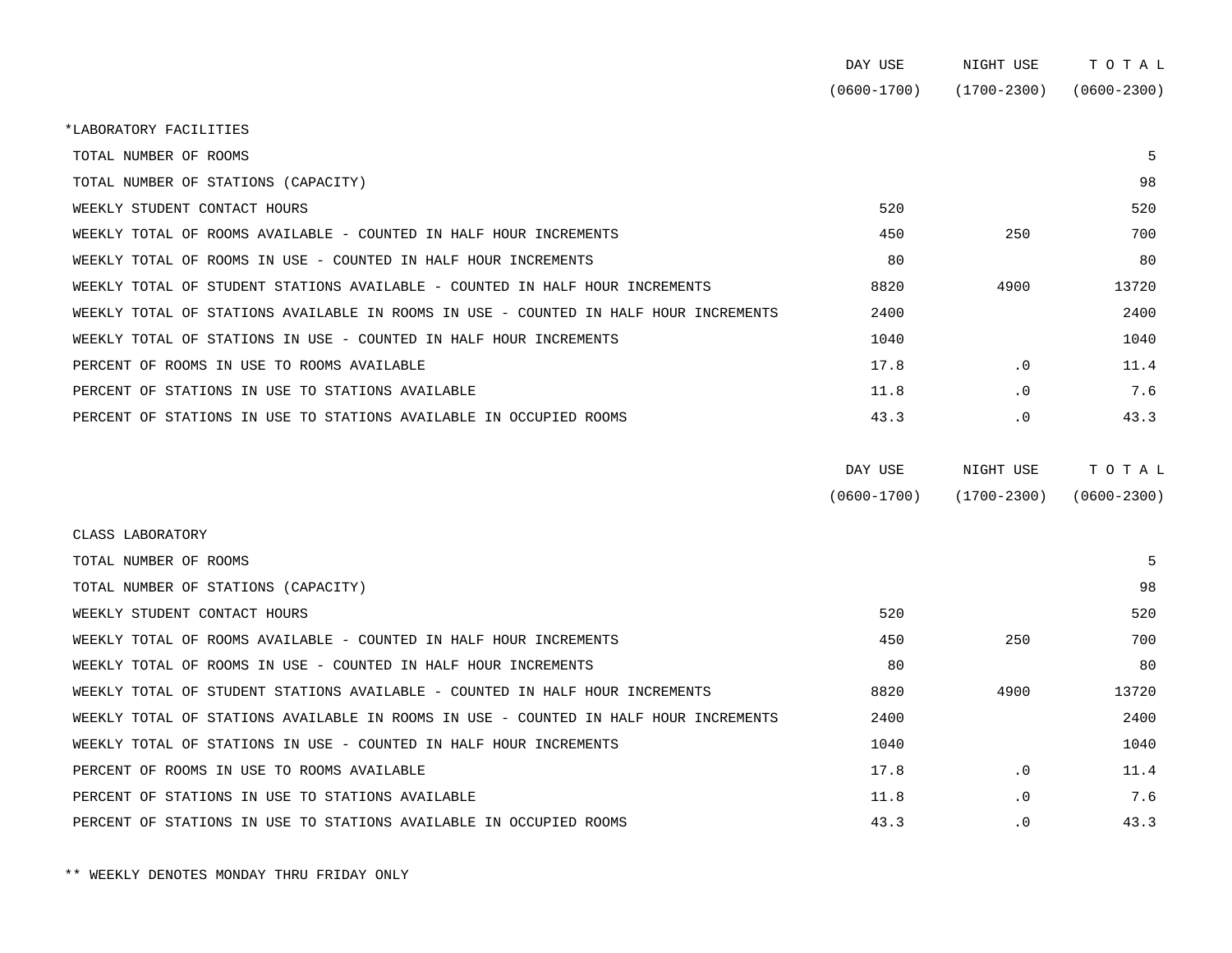| | DAY USE (0600-1700) | NIGHT USE (1700-2300) | T O T A L (0600-2300) |
|---|---|---|---|
| *LABORATORY FACILITIES | | | |
| TOTAL NUMBER OF ROOMS | | | 5 |
| TOTAL NUMBER OF STATIONS (CAPACITY) | | | 98 |
| WEEKLY STUDENT CONTACT HOURS | 520 | | 520 |
| WEEKLY TOTAL OF ROOMS AVAILABLE - COUNTED IN HALF HOUR INCREMENTS | 450 | 250 | 700 |
| WEEKLY TOTAL OF ROOMS IN USE - COUNTED IN HALF HOUR INCREMENTS | 80 | | 80 |
| WEEKLY TOTAL OF STUDENT STATIONS AVAILABLE - COUNTED IN HALF HOUR INCREMENTS | 8820 | 4900 | 13720 |
| WEEKLY TOTAL OF STATIONS AVAILABLE IN ROOMS IN USE - COUNTED IN HALF HOUR INCREMENTS | 2400 | | 2400 |
| WEEKLY TOTAL OF STATIONS IN USE - COUNTED IN HALF HOUR INCREMENTS | 1040 | | 1040 |
| PERCENT OF ROOMS IN USE TO ROOMS AVAILABLE | 17.8 | .0 | 11.4 |
| PERCENT OF STATIONS IN USE TO STATIONS AVAILABLE | 11.8 | .0 | 7.6 |
| PERCENT OF STATIONS IN USE TO STATIONS AVAILABLE IN OCCUPIED ROOMS | 43.3 | .0 | 43.3 |

| | DAY USE (0600-1700) | NIGHT USE (1700-2300) | T O T A L (0600-2300) |
|---|---|---|---|
| CLASS LABORATORY | | | |
| TOTAL NUMBER OF ROOMS | | | 5 |
| TOTAL NUMBER OF STATIONS (CAPACITY) | | | 98 |
| WEEKLY STUDENT CONTACT HOURS | 520 | | 520 |
| WEEKLY TOTAL OF ROOMS AVAILABLE - COUNTED IN HALF HOUR INCREMENTS | 450 | 250 | 700 |
| WEEKLY TOTAL OF ROOMS IN USE - COUNTED IN HALF HOUR INCREMENTS | 80 | | 80 |
| WEEKLY TOTAL OF STUDENT STATIONS AVAILABLE - COUNTED IN HALF HOUR INCREMENTS | 8820 | 4900 | 13720 |
| WEEKLY TOTAL OF STATIONS AVAILABLE IN ROOMS IN USE - COUNTED IN HALF HOUR INCREMENTS | 2400 | | 2400 |
| WEEKLY TOTAL OF STATIONS IN USE - COUNTED IN HALF HOUR INCREMENTS | 1040 | | 1040 |
| PERCENT OF ROOMS IN USE TO ROOMS AVAILABLE | 17.8 | .0 | 11.4 |
| PERCENT OF STATIONS IN USE TO STATIONS AVAILABLE | 11.8 | .0 | 7.6 |
| PERCENT OF STATIONS IN USE TO STATIONS AVAILABLE IN OCCUPIED ROOMS | 43.3 | .0 | 43.3 |

** WEEKLY DENOTES MONDAY THRU FRIDAY ONLY